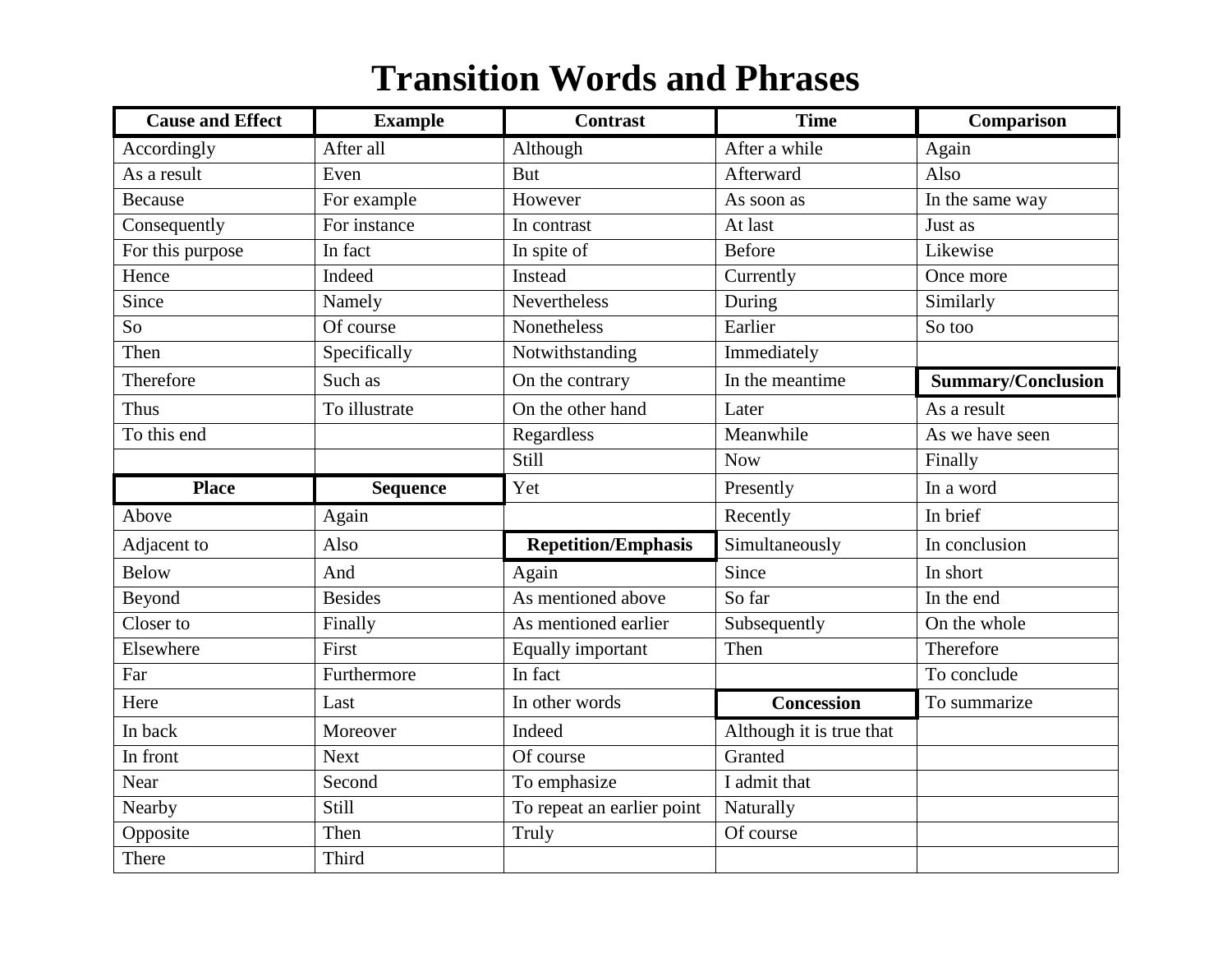# Transition Words and Phrases

| Cause and Effect | Example | Contrast | Time | Comparison |
|---|---|---|---|---|
| Accordingly | After all | Although | After a while | Again |
| As a result | Even | But | Afterward | Also |
| Because | For example | However | As soon as | In the same way |
| Consequently | For instance | In contrast | At last | Just as |
| For this purpose | In fact | In spite of | Before | Likewise |
| Hence | Indeed | Instead | Currently | Once more |
| Since | Namely | Nevertheless | During | Similarly |
| So | Of course | Nonetheless | Earlier | So too |
| Then | Specifically | Notwithstanding | Immediately | |
| Therefore | Such as | On the contrary | In the meantime | **Summary/Conclusion** |
| Thus | To illustrate | On the other hand | Later | As a result |
| To this end | | Regardless | Meanwhile | As we have seen |
| | | Still | Now | Finally |
| **Place** | **Sequence** | Yet | Presently | In a word |
| Above | Again | | Recently | In brief |
| Adjacent to | Also | **Repetition/Emphasis** | Simultaneously | In conclusion |
| Below | And | Again | Since | In short |
| Beyond | Besides | As mentioned above | So far | In the end |
| Closer to | Finally | As mentioned earlier | Subsequently | On the whole |
| Elsewhere | First | Equally important | Then | Therefore |
| Far | Furthermore | In fact | | To conclude |
| Here | Last | In other words | **Concession** | To summarize |
| In back | Moreover | Indeed | Although it is true that | |
| In front | Next | Of course | Granted | |
| Near | Second | To emphasize | I admit that | |
| Nearby | Still | To repeat an earlier point | Naturally | |
| Opposite | Then | Truly | Of course | |
| There | Third | | | |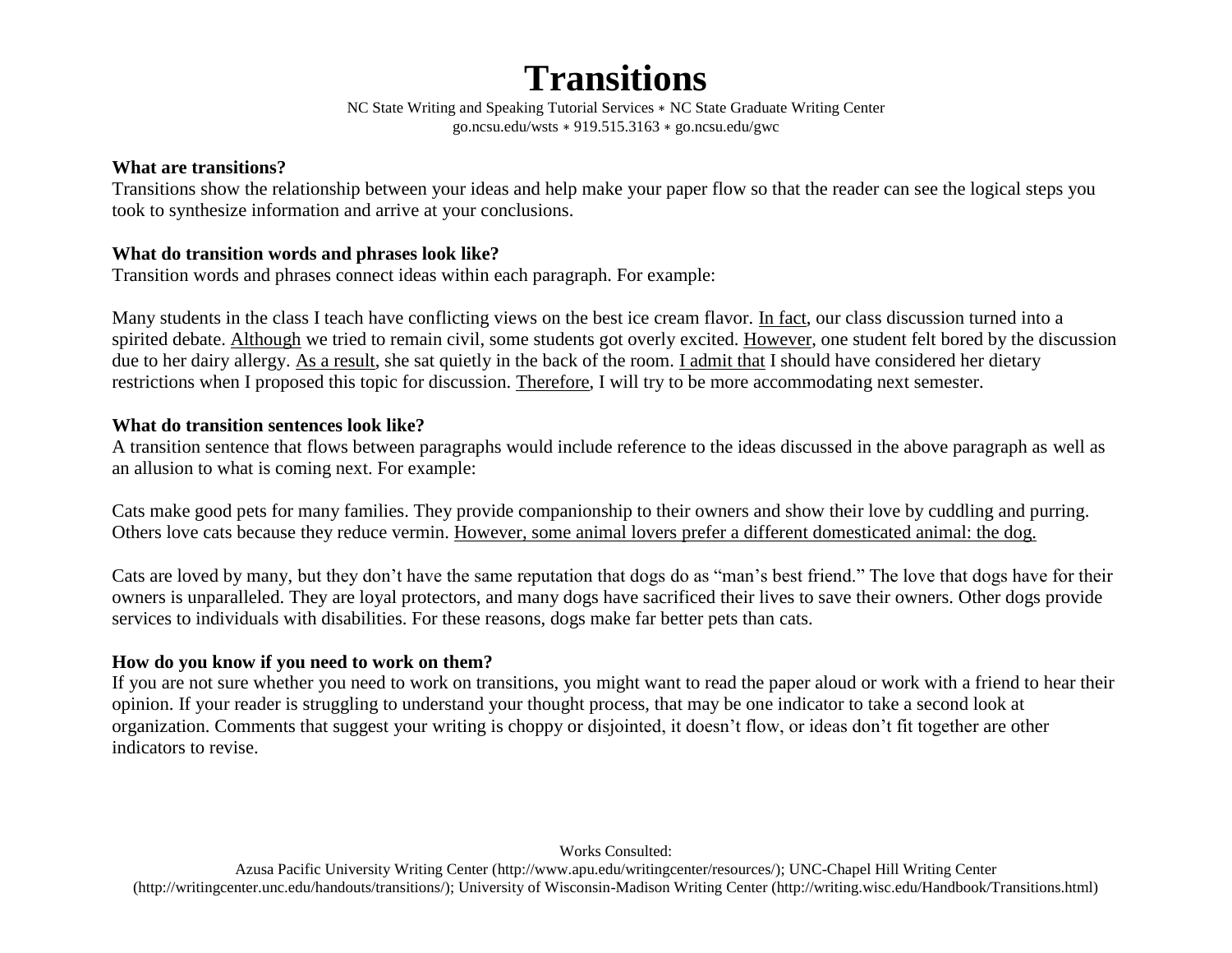# Transitions

NC State Writing and Speaking Tutorial Services * NC State Graduate Writing Center
go.ncsu.edu/wsts * 919.515.3163 * go.ncsu.edu/gwc

**What are transitions?**
Transitions show the relationship between your ideas and help make your paper flow so that the reader can see the logical steps you took to synthesize information and arrive at your conclusions.

**What do transition words and phrases look like?**
Transition words and phrases connect ideas within each paragraph. For example:

Many students in the class I teach have conflicting views on the best ice cream flavor. <u>In fact</u>, our class discussion turned into a spirited debate. <u>Although</u> we tried to remain civil, some students got overly excited. <u>However</u>, one student felt bored by the discussion due to her dairy allergy. <u>As a result</u>, she sat quietly in the back of the room. <u>I admit that</u> I should have considered her dietary restrictions when I proposed this topic for discussion. <u>Therefore</u>, I will try to be more accommodating next semester.

**What do transition sentences look like?**
A transition sentence that flows between paragraphs would include reference to the ideas discussed in the above paragraph as well as an allusion to what is coming next. For example:

Cats make good pets for many families. They provide companionship to their owners and show their love by cuddling and purring. Others love cats because they reduce vermin. <u>However, some animal lovers prefer a different domesticated animal: the dog.</u>

Cats are loved by many, but they don't have the same reputation that dogs do as "man's best friend." The love that dogs have for their owners is unparalleled. They are loyal protectors, and many dogs have sacrificed their lives to save their owners. Other dogs provide services to individuals with disabilities. For these reasons, dogs make far better pets than cats.

**How do you know if you need to work on them?**
If you are not sure whether you need to work on transitions, you might want to read the paper aloud or work with a friend to hear their opinion. If your reader is struggling to understand your thought process, that may be one indicator to take a second look at organization. Comments that suggest your writing is choppy or disjointed, it doesn't flow, or ideas don't fit together are other indicators to revise.

Works Consulted:
Azusa Pacific University Writing Center (http://www.apu.edu/writingcenter/resources/); UNC-Chapel Hill Writing Center (http://writingcenter.unc.edu/handouts/transitions/); University of Wisconsin-Madison Writing Center (http://writing.wisc.edu/Handbook/Transitions.html)